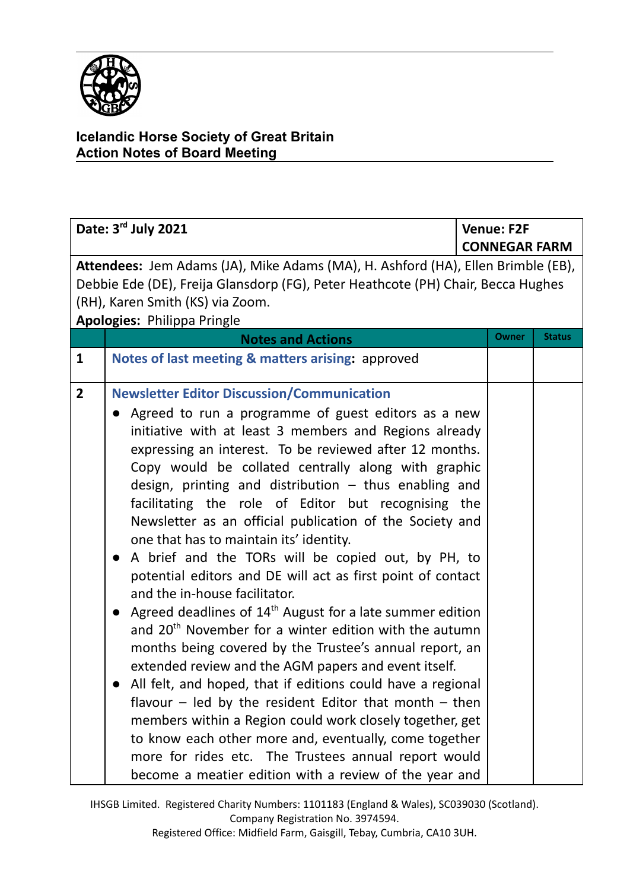**Icelandic Horse Society of Great Britain**
**Action Notes of Board Meeting**

| Date: 3rd July 2021 | | Venue: F2F CONNEGAR FARM | |
|---|---|---|---|
| **Attendees:** Jem Adams (JA), Mike Adams (MA), H. Ashford (HA), Ellen Brimble (EB), Debbie Ede (DE), Freija Glansdorp (FG), Peter Heathcote (PH) Chair, Becca Hughes (RH), Karen Smith (KS) via Zoom. **Apologies:** Philippa Pringle | | | |
| | **Notes and Actions** | **Owner** | **Status** |
| **1** | **Notes of last meeting & matters arising:** approved | | |
| **2** | **Newsletter Editor Discussion/Communication**<br>● Agreed to run a programme of guest editors as a new initiative with at least 3 members and Regions already expressing an interest. To be reviewed after 12 months. Copy would be collated centrally along with graphic design, printing and distribution – thus enabling and facilitating the role of Editor but recognising the Newsletter as an official publication of the Society and one that has to maintain its' identity.<br>● A brief and the TORs will be copied out, by PH, to potential editors and DE will act as first point of contact and the in-house facilitator.<br>● Agreed deadlines of 14th August for a late summer edition and 20th November for a winter edition with the autumn months being covered by the Trustee's annual report, an extended review and the AGM papers and event itself.<br>● All felt, and hoped, that if editions could have a regional flavour – led by the resident Editor that month – then members within a Region could work closely together, get to know each other more and, eventually, come together more for rides etc. The Trustees annual report would become a meatier edition with a review of the year and | | |

IHSGB Limited. Registered Charity Numbers: 1101183 (England & Wales), SC039030 (Scotland).
Company Registration No. 3974594.
Registered Office: Midfield Farm, Gaisgill, Tebay, Cumbria, CA10 3UH.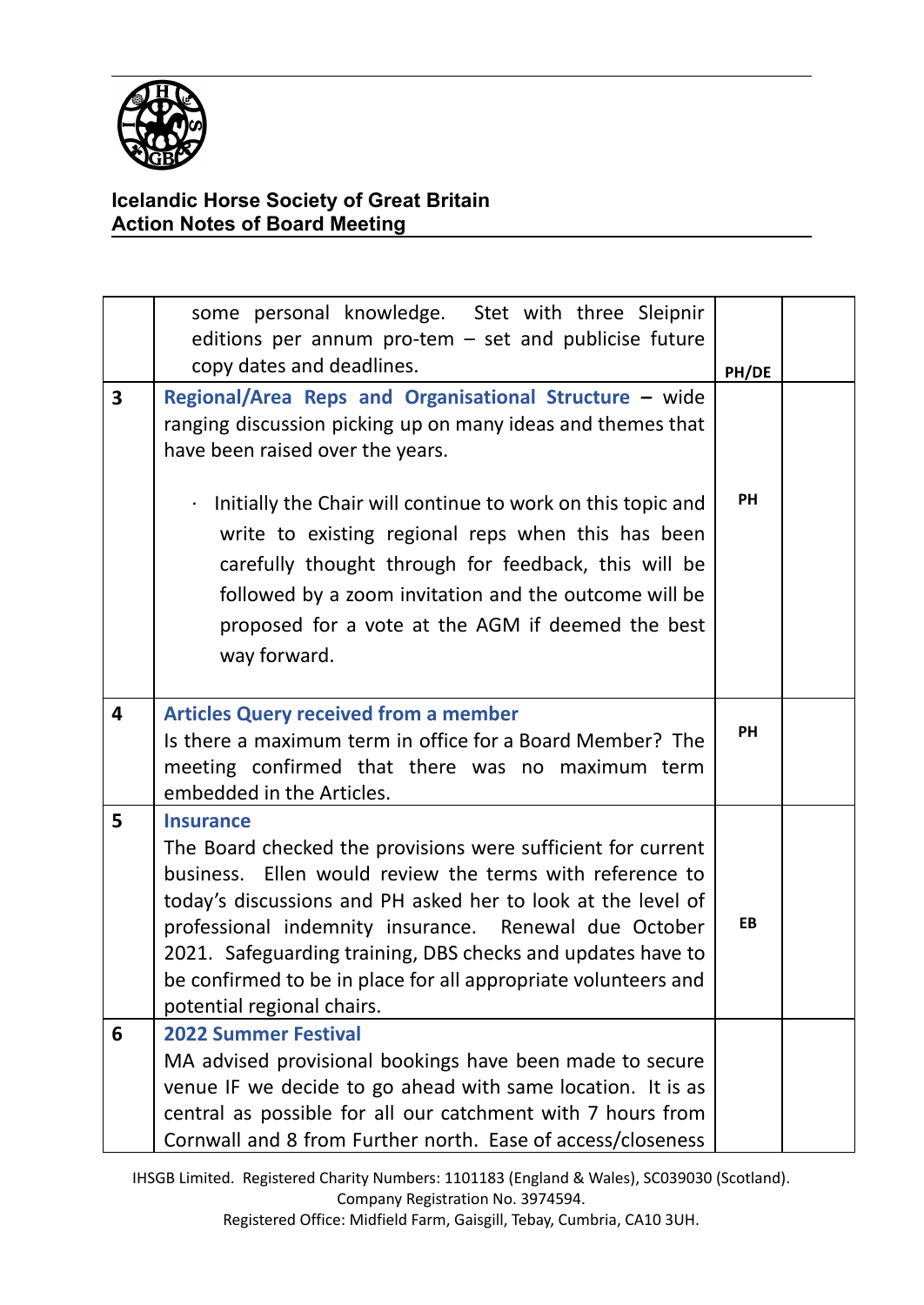**Icelandic Horse Society of Great Britain**
**Action Notes of Board Meeting**

| | | | |
|---|---|---|---|
| | some personal knowledge. Stet with three Sleipnir editions per annum pro-tem – set and publicise future copy dates and deadlines. | PH/DE | |
| 3 | **Regional/Area Reps and Organisational Structure** – wide ranging discussion picking up on many ideas and themes that have been raised over the years.<br><br>· Initially the Chair will continue to work on this topic and write to existing regional reps when this has been carefully thought through for feedback, this will be followed by a zoom invitation and the outcome will be proposed for a vote at the AGM if deemed the best way forward. | PH | |
| 4 | **Articles Query received from a member**<br>Is there a maximum term in office for a Board Member? The meeting confirmed that there was no maximum term embedded in the Articles. | PH | |
| 5 | **Insurance**<br>The Board checked the provisions were sufficient for current business. Ellen would review the terms with reference to today's discussions and PH asked her to look at the level of professional indemnity insurance. Renewal due October 2021. Safeguarding training, DBS checks and updates have to be confirmed to be in place for all appropriate volunteers and potential regional chairs. | EB | |
| 6 | **2022 Summer Festival**<br>MA advised provisional bookings have been made to secure venue IF we decide to go ahead with same location. It is as central as possible for all our catchment with 7 hours from Cornwall and 8 from Further north. Ease of access/closeness | | |

IHSGB Limited. Registered Charity Numbers: 1101183 (England & Wales), SC039030 (Scotland).
Company Registration No. 3974594.
Registered Office: Midfield Farm, Gaisgill, Tebay, Cumbria, CA10 3UH.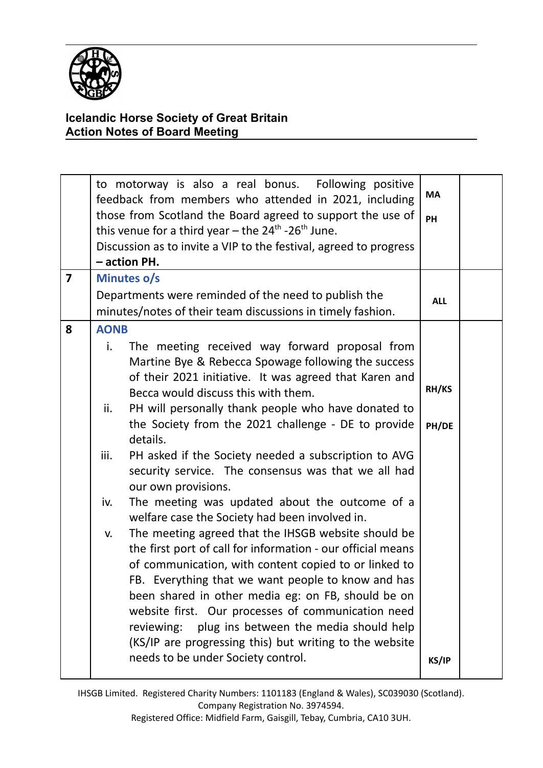**Icelandic Horse Society of Great Britain**
**Action Notes of Board Meeting**

| | | | |
|---|---|---|---|
| | to motorway is also a real bonus. Following positive feedback from members who attended in 2021, including those from Scotland the Board agreed to support the use of this venue for a third year – the 24th -26th June.<br>Discussion as to invite a VIP to the festival, agreed to progress **– action PH.** | **MA**<br><br>**PH** | |
| **7** | **Minutes o/s**<br>Departments were reminded of the need to publish the minutes/notes of their team discussions in timely fashion. | **ALL** | |
| **8** | **AONB**<br>i. The meeting received way forward proposal from Martine Bye & Rebecca Spowage following the success of their 2021 initiative. It was agreed that Karen and Becca would discuss this with them.<br>ii. PH will personally thank people who have donated to the Society from the 2021 challenge - DE to provide details.<br>iii. PH asked if the Society needed a subscription to AVG security service. The consensus was that we all had our own provisions.<br>iv. The meeting was updated about the outcome of a welfare case the Society had been involved in.<br>v. The meeting agreed that the IHSGB website should be the first port of call for information - our official means of communication, with content copied to or linked to FB. Everything that we want people to know and has been shared in other media eg: on FB, should be on website first. Our processes of communication need reviewing: plug ins between the media should help (KS/IP are progressing this) but writing to the website needs to be under Society control. | **RH/KS**<br><br>**PH/DE**<br><br><br><br><br><br>**KS/IP** | |

IHSGB Limited. Registered Charity Numbers: 1101183 (England & Wales), SC039030 (Scotland).
Company Registration No. 3974594.
Registered Office: Midfield Farm, Gaisgill, Tebay, Cumbria, CA10 3UH.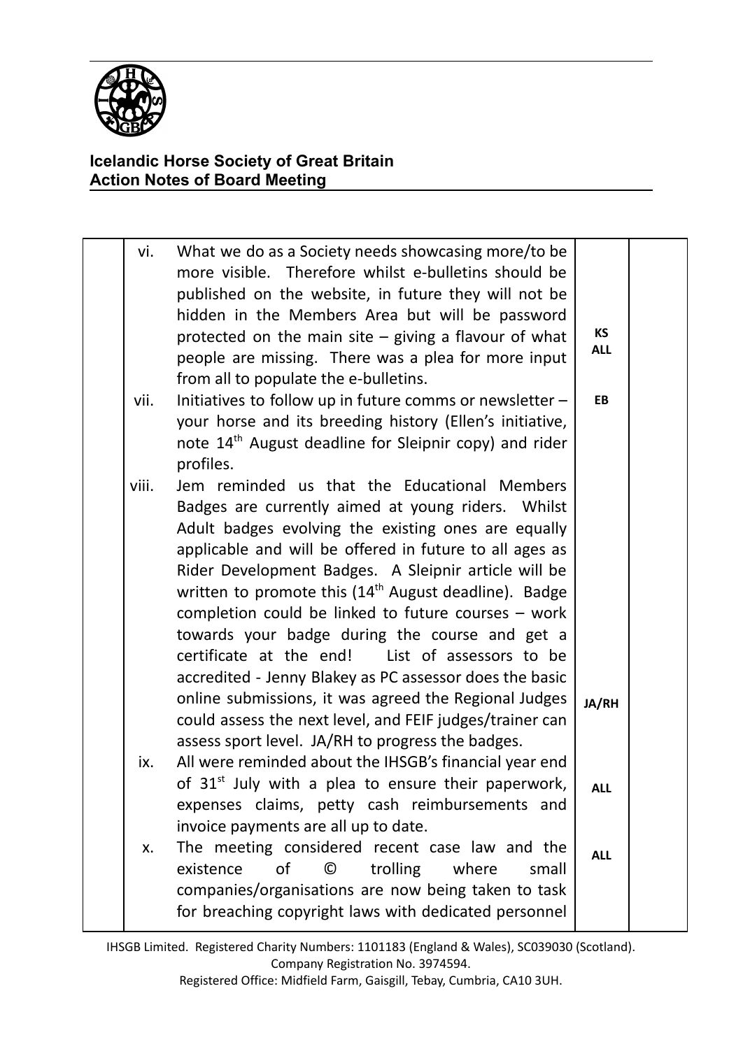**Icelandic Horse Society of Great Britain**
**Action Notes of Board Meeting**

| | | | |
|---|---|---|---|
| | vi. What we do as a Society needs showcasing more/to be more visible. Therefore whilst e-bulletins should be published on the website, in future they will not be hidden in the Members Area but will be password protected on the main site – giving a flavour of what people are missing. There was a plea for more input from all to populate the e-bulletins. | **KS** **ALL** | |
| | vii. Initiatives to follow up in future comms or newsletter – your horse and its breeding history (Ellen's initiative, note 14th August deadline for Sleipnir copy) and rider profiles. | **EB** | |
| | viii. Jem reminded us that the Educational Members Badges are currently aimed at young riders. Whilst Adult badges evolving the existing ones are equally applicable and will be offered in future to all ages as Rider Development Badges. A Sleipnir article will be written to promote this (14th August deadline). Badge completion could be linked to future courses – work towards your badge during the course and get a certificate at the end! List of assessors to be accredited - Jenny Blakey as PC assessor does the basic online submissions, it was agreed the Regional Judges could assess the next level, and FEIF judges/trainer can assess sport level. JA/RH to progress the badges. | **JA/RH** | |
| | ix. All were reminded about the IHSGB's financial year end of 31st July with a plea to ensure their paperwork, expenses claims, petty cash reimbursements and invoice payments are all up to date. | **ALL** | |
| | x. The meeting considered recent case law and the existence of © trolling where small companies/organisations are now being taken to task for breaching copyright laws with dedicated personnel | **ALL** | |

IHSGB Limited. Registered Charity Numbers: 1101183 (England & Wales), SC039030 (Scotland).
Company Registration No. 3974594.
Registered Office: Midfield Farm, Gaisgill, Tebay, Cumbria, CA10 3UH.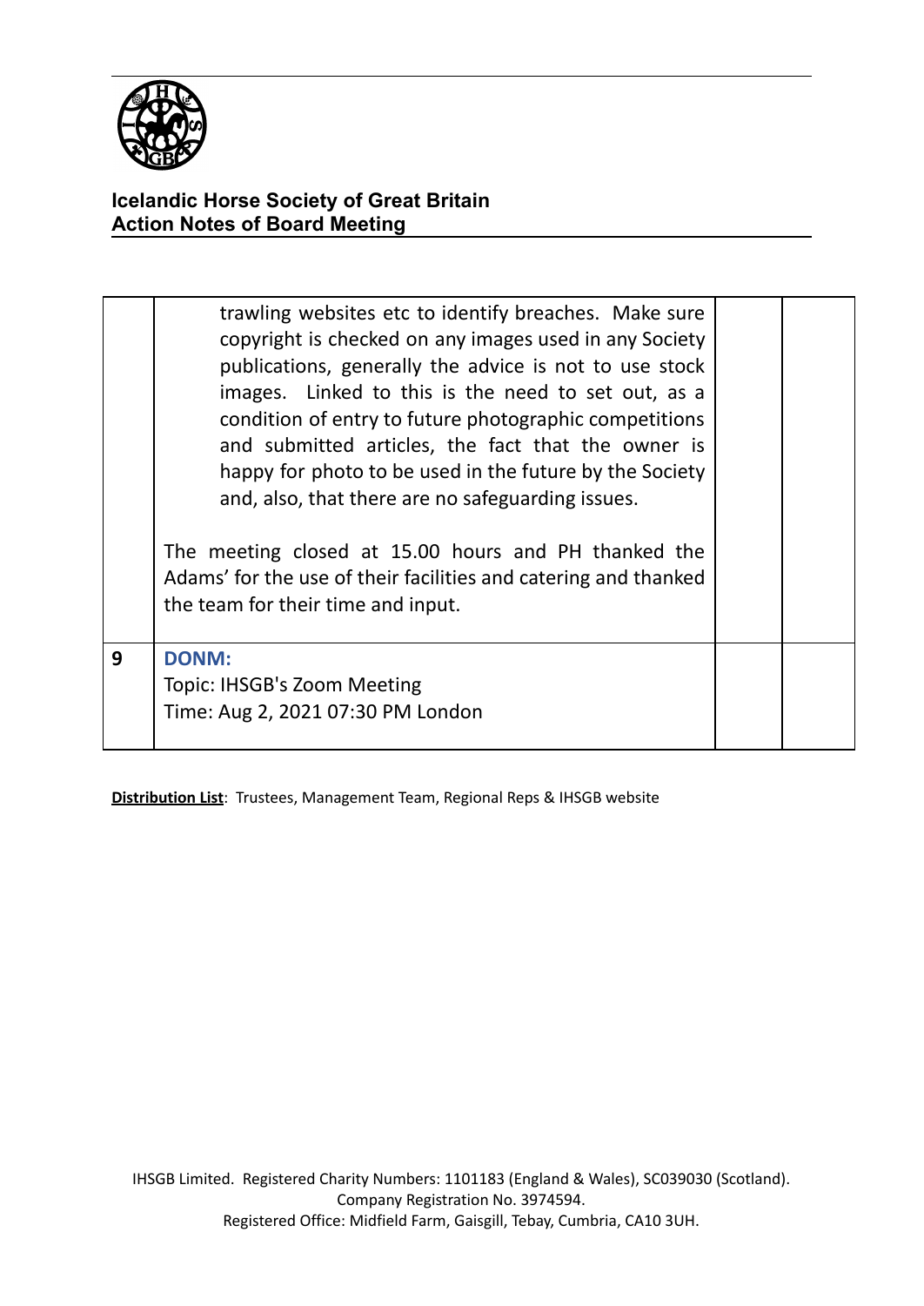| | | | |
|---|---|---|---|
| | trawling websites etc to identify breaches. Make sure copyright is checked on any images used in any Society publications, generally the advice is not to use stock images. Linked to this is the need to set out, as a condition of entry to future photographic competitions and submitted articles, the fact that the owner is happy for photo to be used in the future by the Society and, also, that there are no safeguarding issues.<br><br>The meeting closed at 15.00 hours and PH thanked the Adams' for the use of their facilities and catering and thanked the team for their time and input. | | |
| **9** | **DONM:**<br>Topic: IHSGB's Zoom Meeting<br>Time: Aug 2, 2021 07:30 PM London | | |

**Distribution List**: Trustees, Management Team, Regional Reps & IHSGB website

IHSGB Limited. Registered Charity Numbers: 1101183 (England & Wales), SC039030 (Scotland).
Company Registration No. 3974594.
Registered Office: Midfield Farm, Gaisgill, Tebay, Cumbria, CA10 3UH.